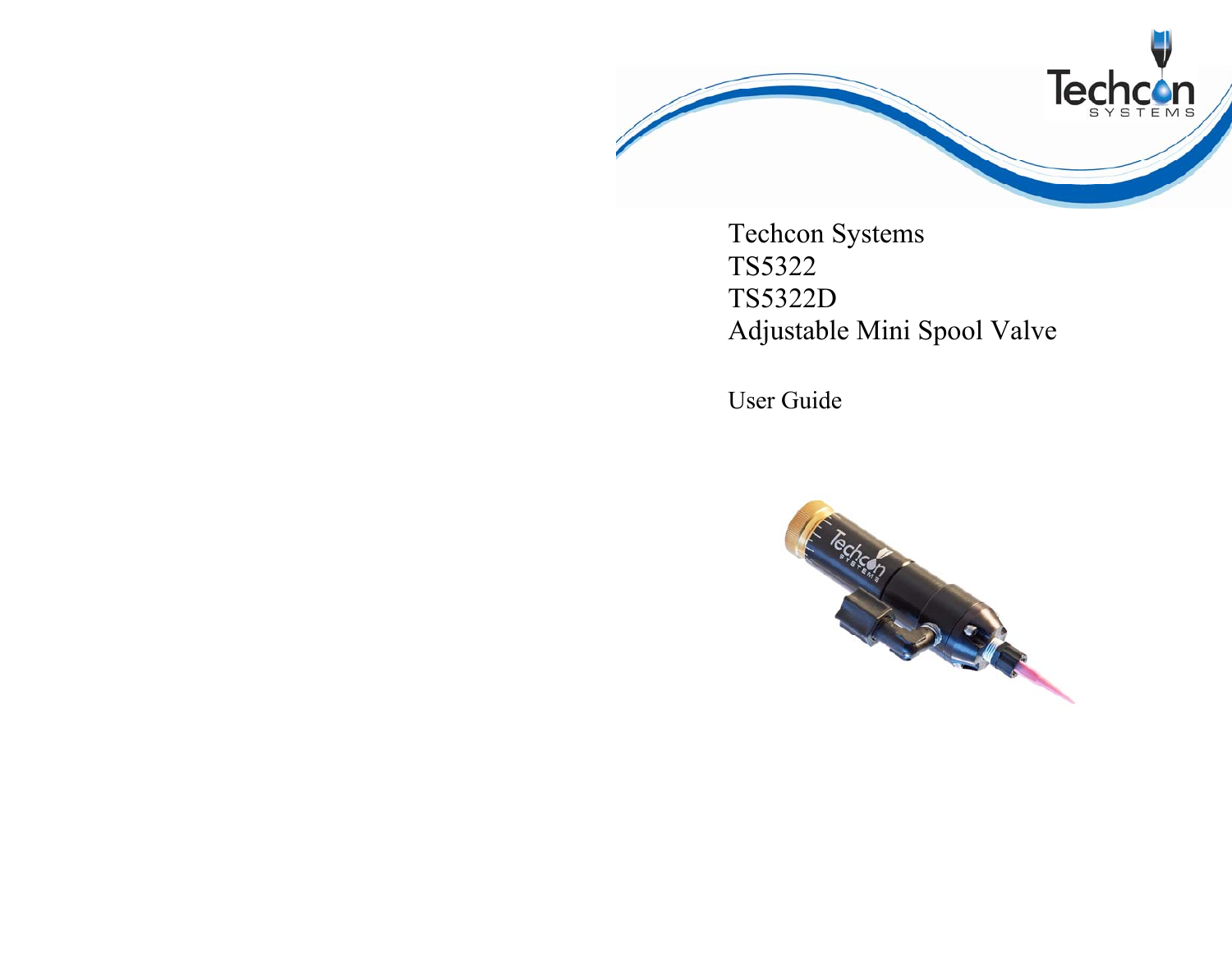# Techcon Systems
# TS5322
# TS5322D
# Adjustable Mini Spool Valve

User Guide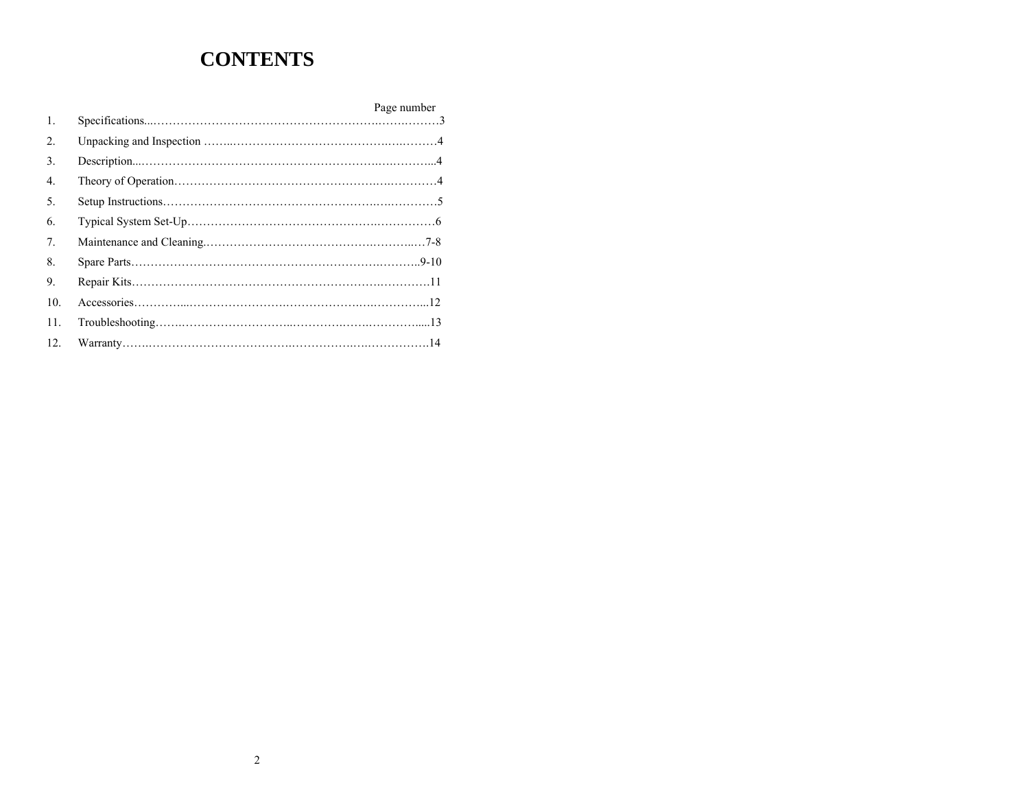# CONTENTS

| | | Page number |
|---|---|---|
| 1. | Specifications | 3 |
| 2. | Unpacking and Inspection | 4 |
| 3. | Description | 4 |
| 4. | Theory of Operation | 4 |
| 5. | Setup Instructions | 5 |
| 6. | Typical System Set-Up | 6 |
| 7. | Maintenance and Cleaning | 7-8 |
| 8. | Spare Parts | 9-10 |
| 9. | Repair Kits | 11 |
| 10. | Accessories | 12 |
| 11. | Troubleshooting | 13 |
| 12. | Warranty | 14 |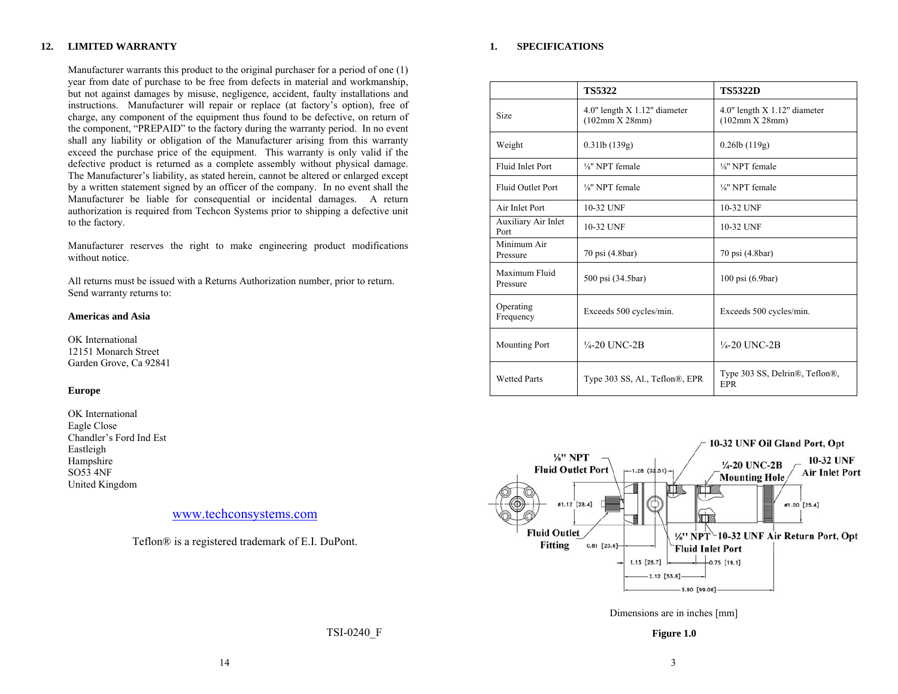## 12. LIMITED WARRANTY

Manufacturer warrants this product to the original purchaser for a period of one (1) year from date of purchase to be free from defects in material and workmanship, but not against damages by misuse, negligence, accident, faulty installations and instructions. Manufacturer will repair or replace (at factory's option), free of charge, any component of the equipment thus found to be defective, on return of the component, "PREPAID" to the factory during the warranty period. In no event shall any liability or obligation of the Manufacturer arising from this warranty exceed the purchase price of the equipment. This warranty is only valid if the defective product is returned as a complete assembly without physical damage. The Manufacturer's liability, as stated herein, cannot be altered or enlarged except by a written statement signed by an officer of the company. In no event shall the Manufacturer be liable for consequential or incidental damages. A return authorization is required from Techcon Systems prior to shipping a defective unit to the factory.

Manufacturer reserves the right to make engineering product modifications without notice.

All returns must be issued with a Returns Authorization number, prior to return. Send warranty returns to:

**Americas and Asia**

OK International
12151 Monarch Street
Garden Grove, Ca 92841

**Europe**

OK International
Eagle Close
Chandler's Ford Ind Est
Eastleigh
Hampshire
SO53 4NF
United Kingdom

www.techconsystems.com

Teflon® is a registered trademark of E.I. DuPont.

TSI-0240_F

## 1. SPECIFICATIONS

| | TS5322 | TS5322D |
|---|---|---|
| Size | 4.0" length X 1.12" diameter (102mm X 28mm) | 4.0" length X 1.12" diameter (102mm X 28mm) |
| Weight | 0.31lb (139g) | 0.26lb (119g) |
| Fluid Inlet Port | ⅛" NPT female | ⅛" NPT female |
| Fluid Outlet Port | ⅛" NPT female | ⅛" NPT female |
| Air Inlet Port | 10-32 UNF | 10-32 UNF |
| Auxiliary Air Inlet Port | 10-32 UNF | 10-32 UNF |
| Minimum Air Pressure | 70 psi (4.8bar) | 70 psi (4.8bar) |
| Maximum Fluid Pressure | 500 psi (34.5bar) | 100 psi (6.9bar) |
| Operating Frequency | Exceeds 500 cycles/min. | Exceeds 500 cycles/min. |
| Mounting Port | ¼-20 UNC-2B | ¼-20 UNC-2B |
| Wetted Parts | Type 303 SS, Al., Teflon®, EPR | Type 303 SS, Delrin®, Teflon®, EPR |

⅛" NPT Fluid Outlet Port; 10-32 UNF Oil Gland Port, Opt; ¼-20 UNC-2B Mounting Hole; 10-32 UNF Air Inlet Port; Fluid Outlet Fitting; ⅛" NPT Fluid Inlet Port; 10-32 UNF Air Return Port, Opt; 1.28 [32.51]; ø1.12 [28.4]; ø1.00 [25.4]; 0.81 [20.6]; 1.13 [28.7]; 0.75 [19.1]; 2.12 [53.8]; 3.90 [99.06]

Dimensions are in inches [mm]

**Figure 1.0**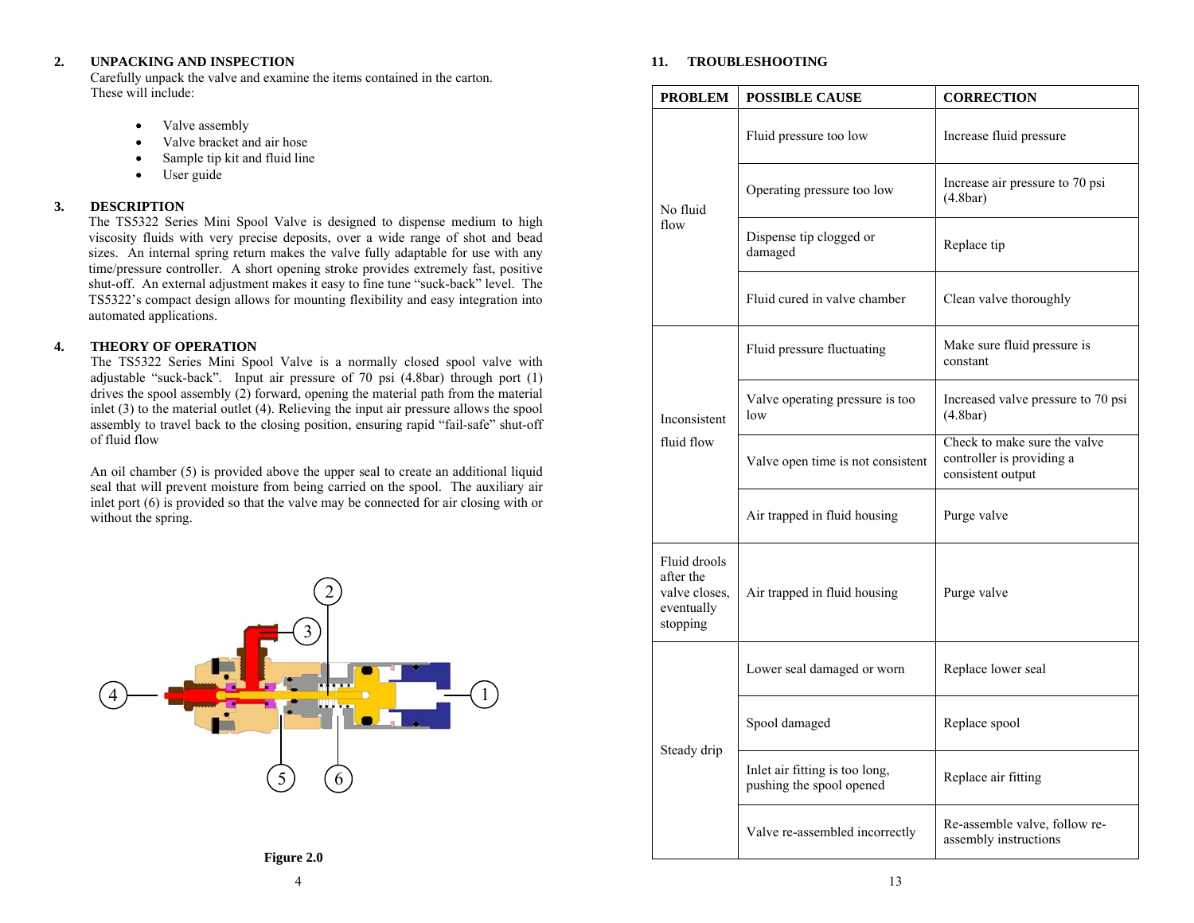## 2. UNPACKING AND INSPECTION

Carefully unpack the valve and examine the items contained in the carton. These will include:

- Valve assembly
- Valve bracket and air hose
- Sample tip kit and fluid line
- User guide

## 3. DESCRIPTION

The TS5322 Series Mini Spool Valve is designed to dispense medium to high viscosity fluids with very precise deposits, over a wide range of shot and bead sizes. An internal spring return makes the valve fully adaptable for use with any time/pressure controller. A short opening stroke provides extremely fast, positive shut-off. An external adjustment makes it easy to fine tune "suck-back" level. The TS5322's compact design allows for mounting flexibility and easy integration into automated applications.

## 4. THEORY OF OPERATION

The TS5322 Series Mini Spool Valve is a normally closed spool valve with adjustable "suck-back". Input air pressure of 70 psi (4.8bar) through port (1) drives the spool assembly (2) forward, opening the material path from the material inlet (3) to the material outlet (4). Relieving the input air pressure allows the spool assembly to travel back to the closing position, ensuring rapid "fail-safe" shut-off of fluid flow

An oil chamber (5) is provided above the upper seal to create an additional liquid seal that will prevent moisture from being carried on the spool. The auxiliary air inlet port (6) is provided so that the valve may be connected for air closing with or without the spring.

**Figure 2.0**

## 11. TROUBLESHOOTING

| PROBLEM | POSSIBLE CAUSE | CORRECTION |
|---|---|---|
| No fluid flow | Fluid pressure too low | Increase fluid pressure |
| | Operating pressure too low | Increase air pressure to 70 psi (4.8bar) |
| | Dispense tip clogged or damaged | Replace tip |
| | Fluid cured in valve chamber | Clean valve thoroughly |
| Inconsistent fluid flow | Fluid pressure fluctuating | Make sure fluid pressure is constant |
| | Valve operating pressure is too low | Increased valve pressure to 70 psi (4.8bar) |
| | Valve open time is not consistent | Check to make sure the valve controller is providing a consistent output |
| | Air trapped in fluid housing | Purge valve |
| Fluid drools after the valve closes, eventually stopping | Air trapped in fluid housing | Purge valve |
| Steady drip | Lower seal damaged or worn | Replace lower seal |
| | Spool damaged | Replace spool |
| | Inlet air fitting is too long, pushing the spool opened | Replace air fitting |
| | Valve re-assembled incorrectly | Re-assemble valve, follow re-assembly instructions |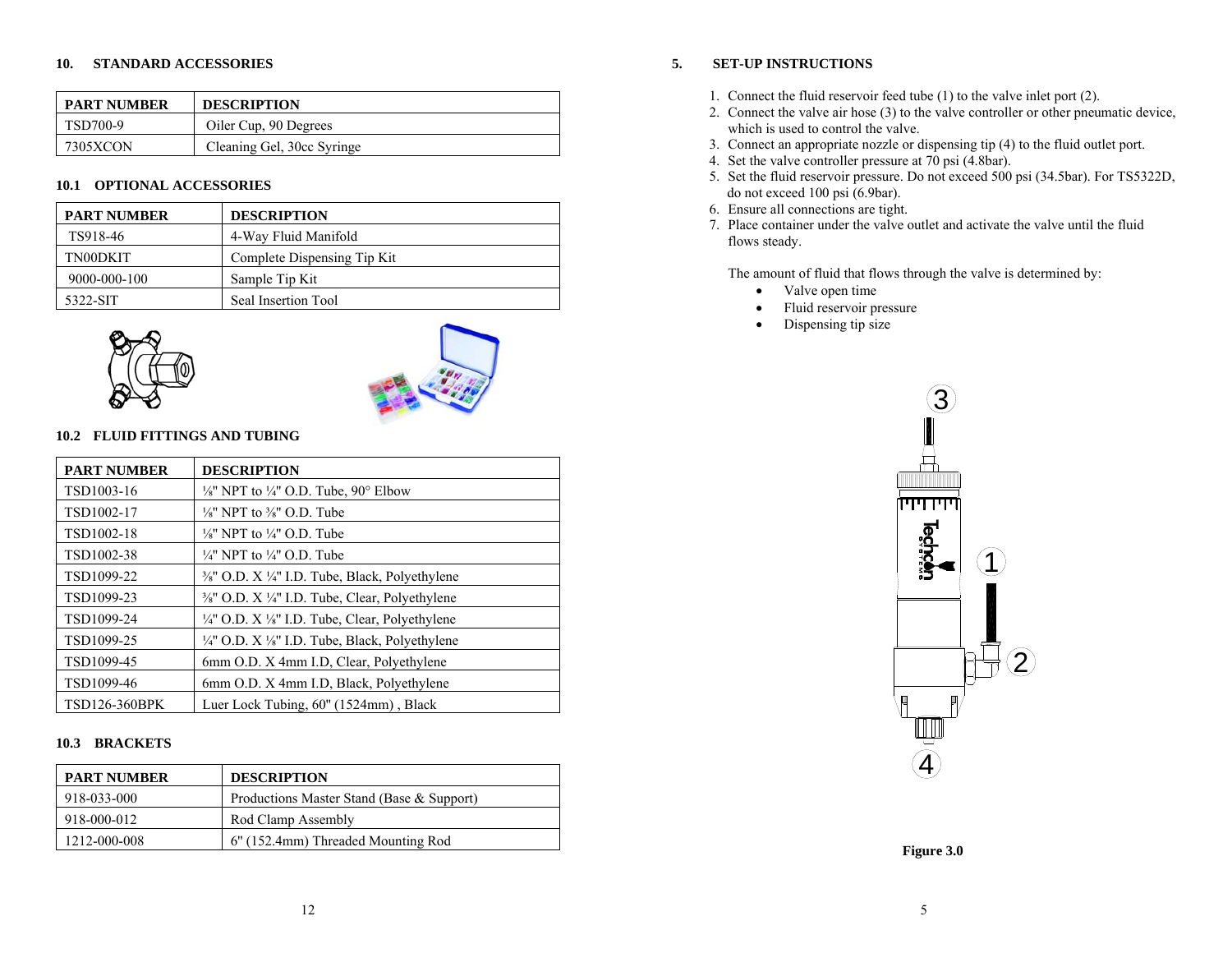## 10. STANDARD ACCESSORIES

| PART NUMBER | DESCRIPTION |
|---|---|
| TSD700-9 | Oiler Cup, 90 Degrees |
| 7305XCON | Cleaning Gel, 30cc Syringe |

### 10.1 OPTIONAL ACCESSORIES

| PART NUMBER | DESCRIPTION |
|---|---|
| TS918-46 | 4-Way Fluid Manifold |
| TN00DKIT | Complete Dispensing Tip Kit |
| 9000-000-100 | Sample Tip Kit |
| 5322-SIT | Seal Insertion Tool |

### 10.2 FLUID FITTINGS AND TUBING

| PART NUMBER | DESCRIPTION |
|---|---|
| TSD1003-16 | ⅛" NPT to ¼" O.D. Tube, 90° Elbow |
| TSD1002-17 | ⅛" NPT to ⅜" O.D. Tube |
| TSD1002-18 | ⅛" NPT to ¼" O.D. Tube |
| TSD1002-38 | ¼" NPT to ¼" O.D. Tube |
| TSD1099-22 | ⅜" O.D. X ¼" I.D. Tube, Black, Polyethylene |
| TSD1099-23 | ⅜" O.D. X ¼" I.D. Tube, Clear, Polyethylene |
| TSD1099-24 | ¼" O.D. X ⅛" I.D. Tube, Clear, Polyethylene |
| TSD1099-25 | ¼" O.D. X ⅛" I.D. Tube, Black, Polyethylene |
| TSD1099-45 | 6mm O.D. X 4mm I.D, Clear, Polyethylene |
| TSD1099-46 | 6mm O.D. X 4mm I.D, Black, Polyethylene |
| TSD126-360BPK | Luer Lock Tubing, 60" (1524mm) , Black |

### 10.3 BRACKETS

| PART NUMBER | DESCRIPTION |
|---|---|
| 918-033-000 | Productions Master Stand (Base & Support) |
| 918-000-012 | Rod Clamp Assembly |
| 1212-000-008 | 6" (152.4mm) Threaded Mounting Rod |

## 5. SET-UP INSTRUCTIONS

1. Connect the fluid reservoir feed tube (1) to the valve inlet port (2).
2. Connect the valve air hose (3) to the valve controller or other pneumatic device, which is used to control the valve.
3. Connect an appropriate nozzle or dispensing tip (4) to the fluid outlet port.
4. Set the valve controller pressure at 70 psi (4.8bar).
5. Set the fluid reservoir pressure. Do not exceed 500 psi (34.5bar). For TS5322D, do not exceed 100 psi (6.9bar).
6. Ensure all connections are tight.
7. Place container under the valve outlet and activate the valve until the fluid flows steady.

The amount of fluid that flows through the valve is determined by:

- Valve open time
- Fluid reservoir pressure
- Dispensing tip size

**Figure 3.0**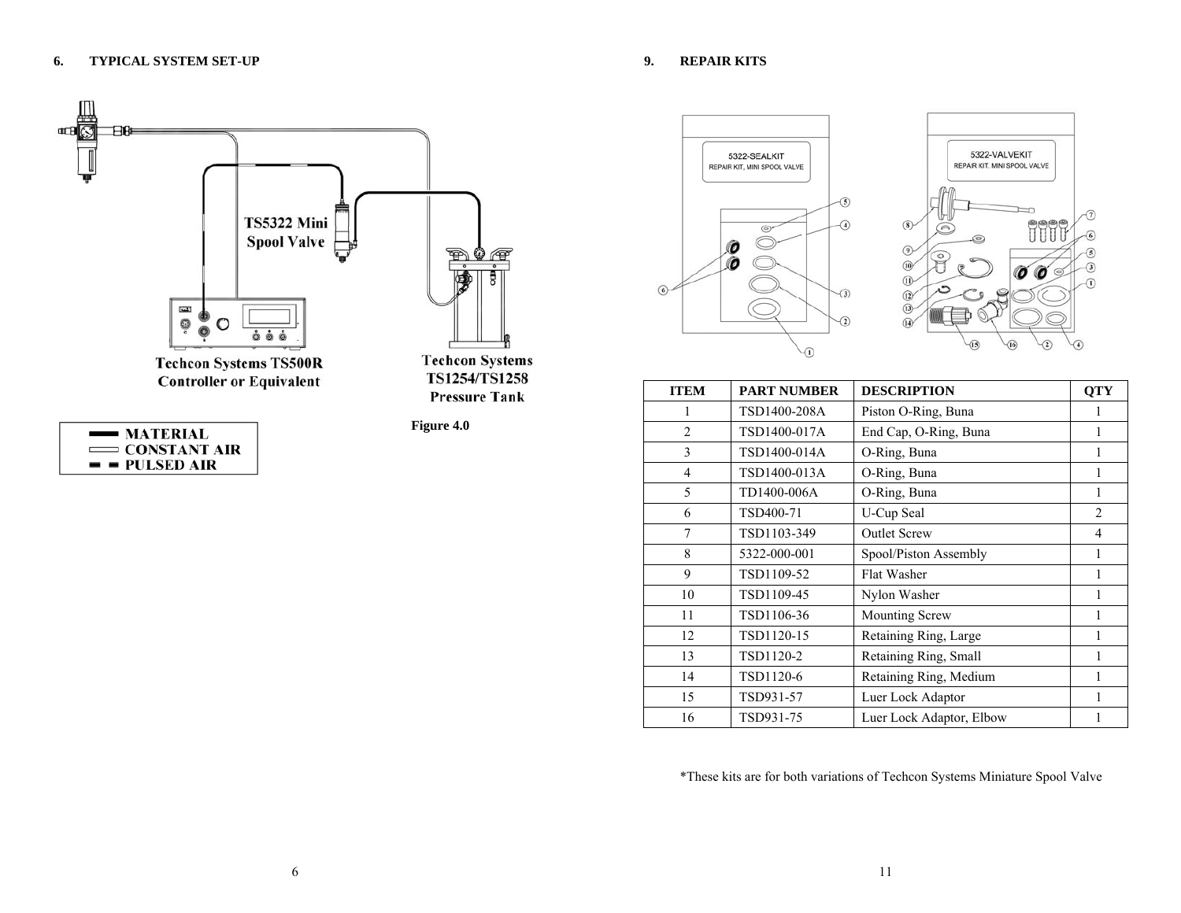## 6. TYPICAL SYSTEM SET-UP

TS5322 Mini Spool Valve

Techcon Systems TS500R Controller or Equivalent

Techcon Systems TS1254/TS1258 Pressure Tank

MATERIAL
CONSTANT AIR
PULSED AIR

Figure 4.0

## 9. REPAIR KITS

5322-SEALKIT
REPAIR KIT, MINI SPOOL VALVE

5322-VALVEKIT
REPAIR KIT, MINI SPOOL VALVE

| ITEM | PART NUMBER | DESCRIPTION | QTY |
|---|---|---|---|
| 1 | TSD1400-208A | Piston O-Ring, Buna | 1 |
| 2 | TSD1400-017A | End Cap, O-Ring, Buna | 1 |
| 3 | TSD1400-014A | O-Ring, Buna | 1 |
| 4 | TSD1400-013A | O-Ring, Buna | 1 |
| 5 | TD1400-006A | O-Ring, Buna | 1 |
| 6 | TSD400-71 | U-Cup Seal | 2 |
| 7 | TSD1103-349 | Outlet Screw | 4 |
| 8 | 5322-000-001 | Spool/Piston Assembly | 1 |
| 9 | TSD1109-52 | Flat Washer | 1 |
| 10 | TSD1109-45 | Nylon Washer | 1 |
| 11 | TSD1106-36 | Mounting Screw | 1 |
| 12 | TSD1120-15 | Retaining Ring, Large | 1 |
| 13 | TSD1120-2 | Retaining Ring, Small | 1 |
| 14 | TSD1120-6 | Retaining Ring, Medium | 1 |
| 15 | TSD931-57 | Luer Lock Adaptor | 1 |
| 16 | TSD931-75 | Luer Lock Adaptor, Elbow | 1 |

*These kits are for both variations of Techcon Systems Miniature Spool Valve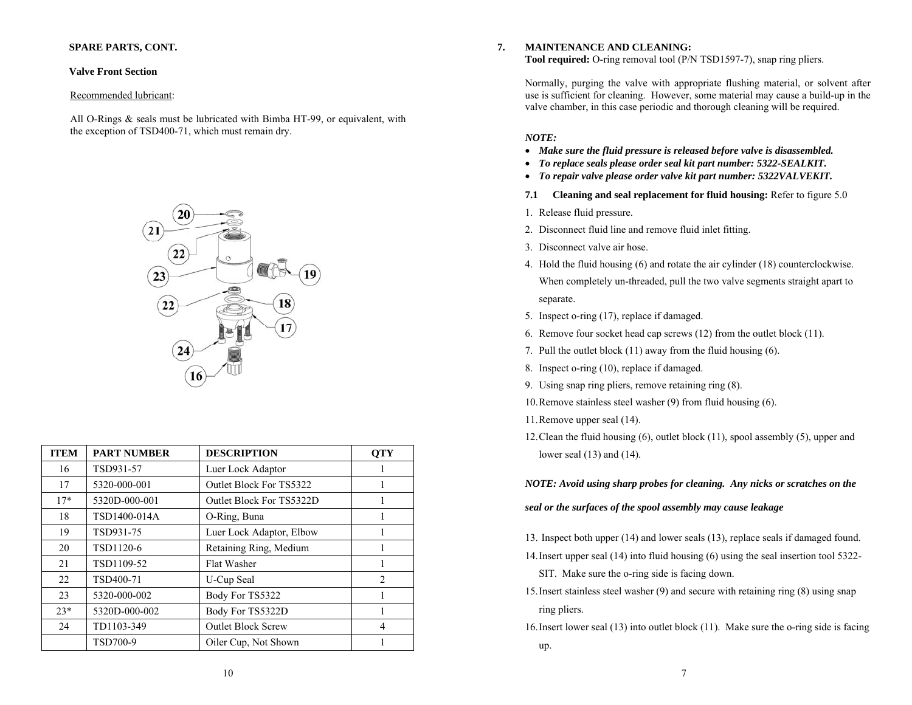**SPARE PARTS, CONT.**

**Valve Front Section**

Recommended lubricant:

All O-Rings & seals must be lubricated with Bimba HT-99, or equivalent, with the exception of TSD400-71, which must remain dry.

| ITEM | PART NUMBER | DESCRIPTION | QTY |
|---|---|---|---|
| 16 | TSD931-57 | Luer Lock Adaptor | 1 |
| 17 | 5320-000-001 | Outlet Block For TS5322 | 1 |
| 17* | 5320D-000-001 | Outlet Block For TS5322D | 1 |
| 18 | TSD1400-014A | O-Ring, Buna | 1 |
| 19 | TSD931-75 | Luer Lock Adaptor, Elbow | 1 |
| 20 | TSD1120-6 | Retaining Ring, Medium | 1 |
| 21 | TSD1109-52 | Flat Washer | 1 |
| 22 | TSD400-71 | U-Cup Seal | 2 |
| 23 | 5320-000-002 | Body For TS5322 | 1 |
| 23* | 5320D-000-002 | Body For TS5322D | 1 |
| 24 | TD1103-349 | Outlet Block Screw | 4 |
| | TSD700-9 | Oiler Cup, Not Shown | 1 |

## 7. MAINTENANCE AND CLEANING:

**Tool required:** O-ring removal tool (P/N TSD1597-7), snap ring pliers.

Normally, purging the valve with appropriate flushing material, or solvent after use is sufficient for cleaning. However, some material may cause a build-up in the valve chamber, in this case periodic and thorough cleaning will be required.

***NOTE:***

- ***Make sure the fluid pressure is released before valve is disassembled.***
- ***To replace seals please order seal kit part number: 5322-SEALKIT.***
- ***To repair valve please order valve kit part number: 5322VALVEKIT.***

**7.1 Cleaning and seal replacement for fluid housing:** Refer to figure 5.0

1. Release fluid pressure.
2. Disconnect fluid line and remove fluid inlet fitting.
3. Disconnect valve air hose.
4. Hold the fluid housing (6) and rotate the air cylinder (18) counterclockwise. When completely un-threaded, pull the two valve segments straight apart to separate.
5. Inspect o-ring (17), replace if damaged.
6. Remove four socket head cap screws (12) from the outlet block (11).
7. Pull the outlet block (11) away from the fluid housing (6).
8. Inspect o-ring (10), replace if damaged.
9. Using snap ring pliers, remove retaining ring (8).
10. Remove stainless steel washer (9) from fluid housing (6).
11. Remove upper seal (14).
12. Clean the fluid housing (6), outlet block (11), spool assembly (5), upper and lower seal (13) and (14).

***NOTE: Avoid using sharp probes for cleaning. Any nicks or scratches on the seal or the surfaces of the spool assembly may cause leakage***

13. Inspect both upper (14) and lower seals (13), replace seals if damaged found.
14. Insert upper seal (14) into fluid housing (6) using the seal insertion tool 5322-SIT. Make sure the o-ring side is facing down.
15. Insert stainless steel washer (9) and secure with retaining ring (8) using snap ring pliers.
16. Insert lower seal (13) into outlet block (11). Make sure the o-ring side is facing up.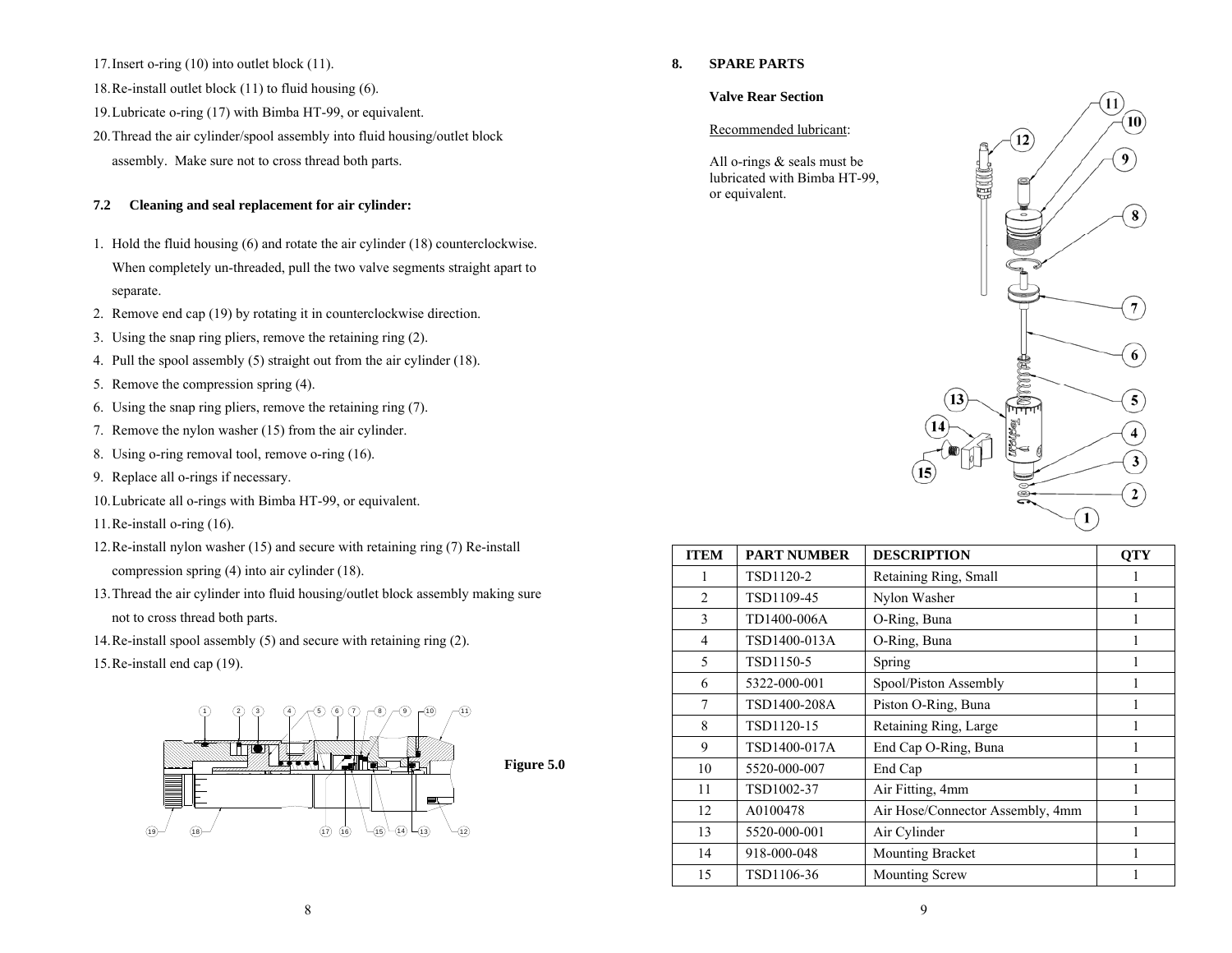17. Insert o-ring (10) into outlet block (11).
18. Re-install outlet block (11) to fluid housing (6).
19. Lubricate o-ring (17) with Bimba HT-99, or equivalent.
20. Thread the air cylinder/spool assembly into fluid housing/outlet block assembly. Make sure not to cross thread both parts.

### 7.2 Cleaning and seal replacement for air cylinder:

1. Hold the fluid housing (6) and rotate the air cylinder (18) counterclockwise. When completely un-threaded, pull the two valve segments straight apart to separate.
2. Remove end cap (19) by rotating it in counterclockwise direction.
3. Using the snap ring pliers, remove the retaining ring (2).
4. Pull the spool assembly (5) straight out from the air cylinder (18).
5. Remove the compression spring (4).
6. Using the snap ring pliers, remove the retaining ring (7).
7. Remove the nylon washer (15) from the air cylinder.
8. Using o-ring removal tool, remove o-ring (16).
9. Replace all o-rings if necessary.
10. Lubricate all o-rings with Bimba HT-99, or equivalent.
11. Re-install o-ring (16).
12. Re-install nylon washer (15) and secure with retaining ring (7) Re-install compression spring (4) into air cylinder (18).
13. Thread the air cylinder into fluid housing/outlet block assembly making sure not to cross thread both parts.
14. Re-install spool assembly (5) and secure with retaining ring (2).
15. Re-install end cap (19).

1 2 3 4 5 6 7 8 9 10 11

19 18 17 16 15 14 13 12

**Figure 5.0**

## 8. SPARE PARTS

### Valve Rear Section

Recommended lubricant:

All o-rings & seals must be lubricated with Bimba HT-99, or equivalent.

11 10 12 9 8 7 6 13 5 14 4 15 3 2 1

| ITEM | PART NUMBER | DESCRIPTION | QTY |
|---|---|---|---|
| 1 | TSD1120-2 | Retaining Ring, Small | 1 |
| 2 | TSD1109-45 | Nylon Washer | 1 |
| 3 | TD1400-006A | O-Ring, Buna | 1 |
| 4 | TSD1400-013A | O-Ring, Buna | 1 |
| 5 | TSD1150-5 | Spring | 1 |
| 6 | 5322-000-001 | Spool/Piston Assembly | 1 |
| 7 | TSD1400-208A | Piston O-Ring, Buna | 1 |
| 8 | TSD1120-15 | Retaining Ring, Large | 1 |
| 9 | TSD1400-017A | End Cap O-Ring, Buna | 1 |
| 10 | 5520-000-007 | End Cap | 1 |
| 11 | TSD1002-37 | Air Fitting, 4mm | 1 |
| 12 | A0100478 | Air Hose/Connector Assembly, 4mm | 1 |
| 13 | 5520-000-001 | Air Cylinder | 1 |
| 14 | 918-000-048 | Mounting Bracket | 1 |
| 15 | TSD1106-36 | Mounting Screw | 1 |